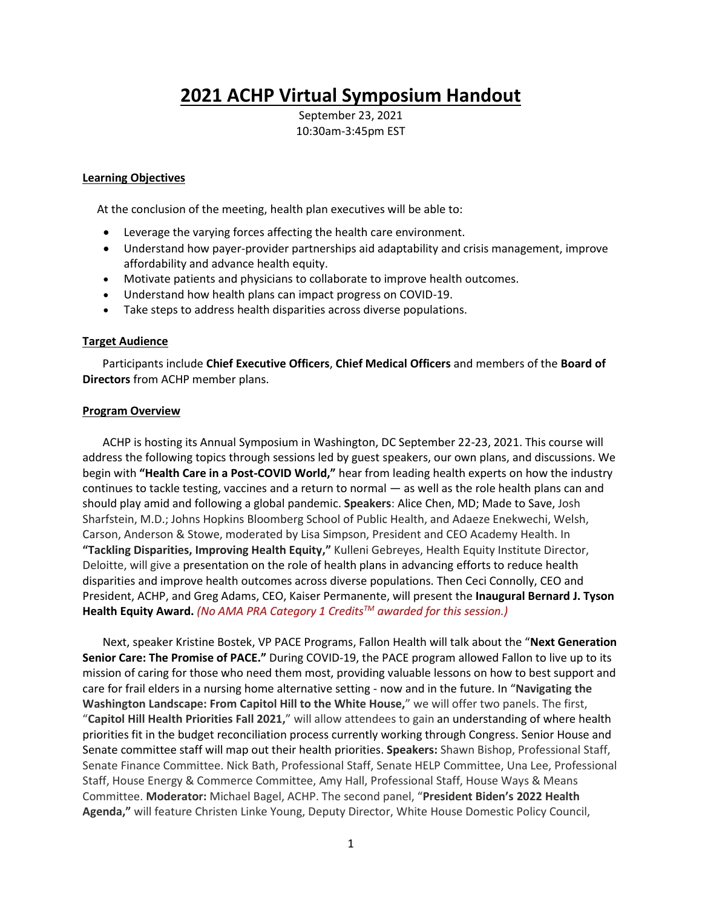# 2021 ACHP Virtual Symposium Handout

September 23, 2021
10:30am-3:45pm EST

**Learning Objectives**

At the conclusion of the meeting, health plan executives will be able to:

- Leverage the varying forces affecting the health care environment.
- Understand how payer-provider partnerships aid adaptability and crisis management, improve affordability and advance health equity.
- Motivate patients and physicians to collaborate to improve health outcomes.
- Understand how health plans can impact progress on COVID-19.
- Take steps to address health disparities across diverse populations.

**Target Audience**

Participants include **Chief Executive Officers**, **Chief Medical Officers** and members of the **Board of Directors** from ACHP member plans.

**Program Overview**

ACHP is hosting its Annual Symposium in Washington, DC September 22-23, 2021. This course will address the following topics through sessions led by guest speakers, our own plans, and discussions. We begin with **"Health Care in a Post-COVID World,"** hear from leading health experts on how the industry continues to tackle testing, vaccines and a return to normal — as well as the role health plans can and should play amid and following a global pandemic. **Speakers**: Alice Chen, MD; Made to Save, Josh Sharfstein, M.D.; Johns Hopkins Bloomberg School of Public Health, and Adaeze Enekwechi, Welsh, Carson, Anderson & Stowe, moderated by Lisa Simpson, President and CEO Academy Health. In **"Tackling Disparities, Improving Health Equity,"** Kulleni Gebreyes, Health Equity Institute Director, Deloitte, will give a presentation on the role of health plans in advancing efforts to reduce health disparities and improve health outcomes across diverse populations. Then Ceci Connolly, CEO and President, ACHP, and Greg Adams, CEO, Kaiser Permanente, will present the **Inaugural Bernard J. Tyson Health Equity Award.** *(No AMA PRA Category 1 Credits™ awarded for this session.)*

Next, speaker Kristine Bostek, VP PACE Programs, Fallon Health will talk about the "**Next Generation Senior Care: The Promise of PACE."** During COVID-19, the PACE program allowed Fallon to live up to its mission of caring for those who need them most, providing valuable lessons on how to best support and care for frail elders in a nursing home alternative setting - now and in the future. In "**Navigating the Washington Landscape: From Capitol Hill to the White House,**" we will offer two panels. The first, "**Capitol Hill Health Priorities Fall 2021,**" will allow attendees to gain an understanding of where health priorities fit in the budget reconciliation process currently working through Congress. Senior House and Senate committee staff will map out their health priorities. **Speakers:** Shawn Bishop, Professional Staff, Senate Finance Committee. Nick Bath, Professional Staff, Senate HELP Committee, Una Lee, Professional Staff, House Energy & Commerce Committee, Amy Hall, Professional Staff, House Ways & Means Committee. **Moderator:** Michael Bagel, ACHP. The second panel, "**President Biden's 2022 Health Agenda,"** will feature Christen Linke Young, Deputy Director, White House Domestic Policy Council,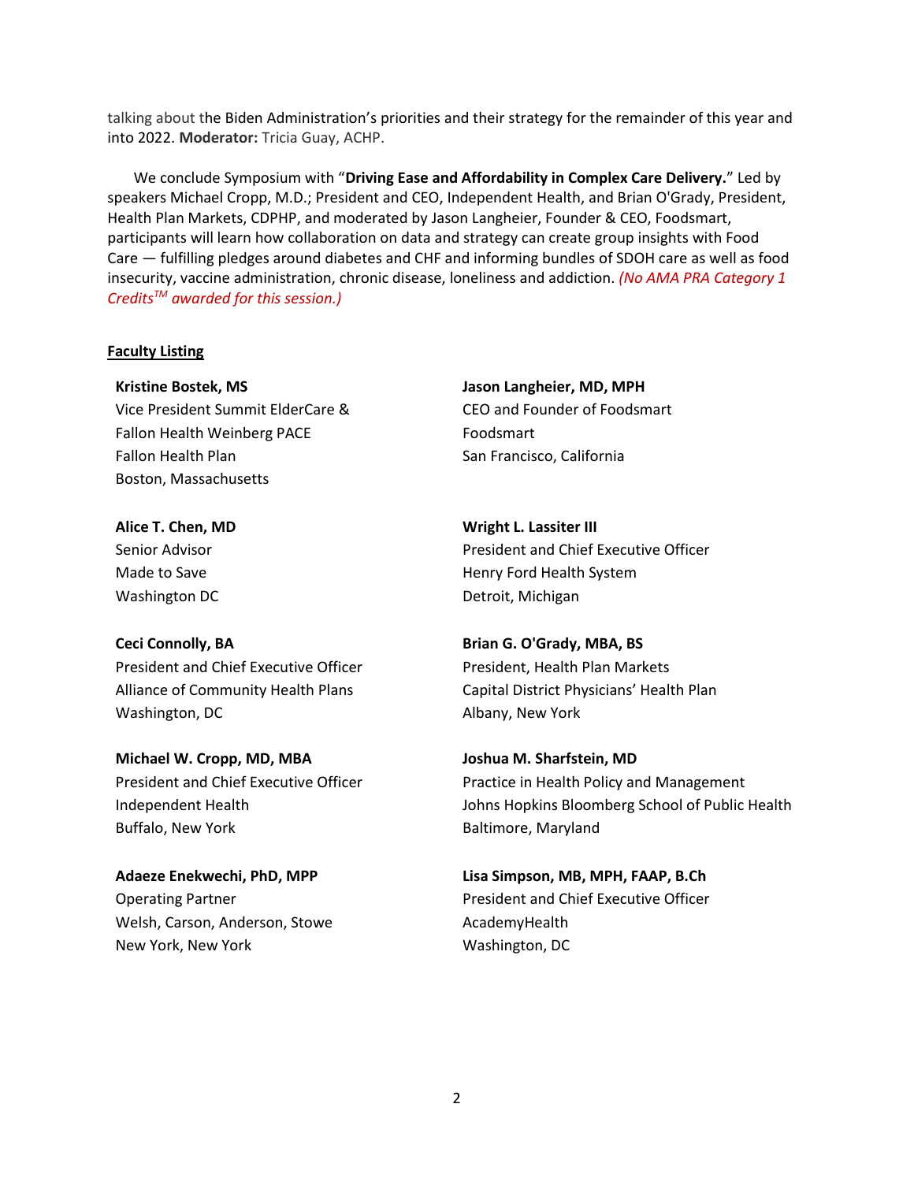talking about the Biden Administration's priorities and their strategy for the remainder of this year and into 2022. **Moderator:** Tricia Guay, ACHP.

We conclude Symposium with "**Driving Ease and Affordability in Complex Care Delivery.**" Led by speakers Michael Cropp, M.D.; President and CEO, Independent Health, and Brian O'Grady, President, Health Plan Markets, CDPHP, and moderated by Jason Langheier, Founder & CEO, Foodsmart, participants will learn how collaboration on data and strategy can create group insights with Food Care — fulfilling pledges around diabetes and CHF and informing bundles of SDOH care as well as food insecurity, vaccine administration, chronic disease, loneliness and addiction. *(No AMA PRA Category 1 Credits™ awarded for this session.)*

**Faculty Listing**

**Kristine Bostek, MS**
Vice President Summit ElderCare &
Fallon Health Weinberg PACE
Fallon Health Plan
Boston, Massachusetts

**Alice T. Chen, MD**
Senior Advisor
Made to Save
Washington DC

**Ceci Connolly, BA**
President and Chief Executive Officer
Alliance of Community Health Plans
Washington, DC

**Michael W. Cropp, MD, MBA**
President and Chief Executive Officer
Independent Health
Buffalo, New York

**Adaeze Enekwechi, PhD, MPP**
Operating Partner
Welsh, Carson, Anderson, Stowe
New York, New York

**Jason Langheier, MD, MPH**
CEO and Founder of Foodsmart
Foodsmart
San Francisco, California

**Wright L. Lassiter III**
President and Chief Executive Officer
Henry Ford Health System
Detroit, Michigan

**Brian G. O'Grady, MBA, BS**
President, Health Plan Markets
Capital District Physicians' Health Plan
Albany, New York

**Joshua M. Sharfstein, MD**
Practice in Health Policy and Management
Johns Hopkins Bloomberg School of Public Health
Baltimore, Maryland

**Lisa Simpson, MB, MPH, FAAP, B.Ch**
President and Chief Executive Officer
AcademyHealth
Washington, DC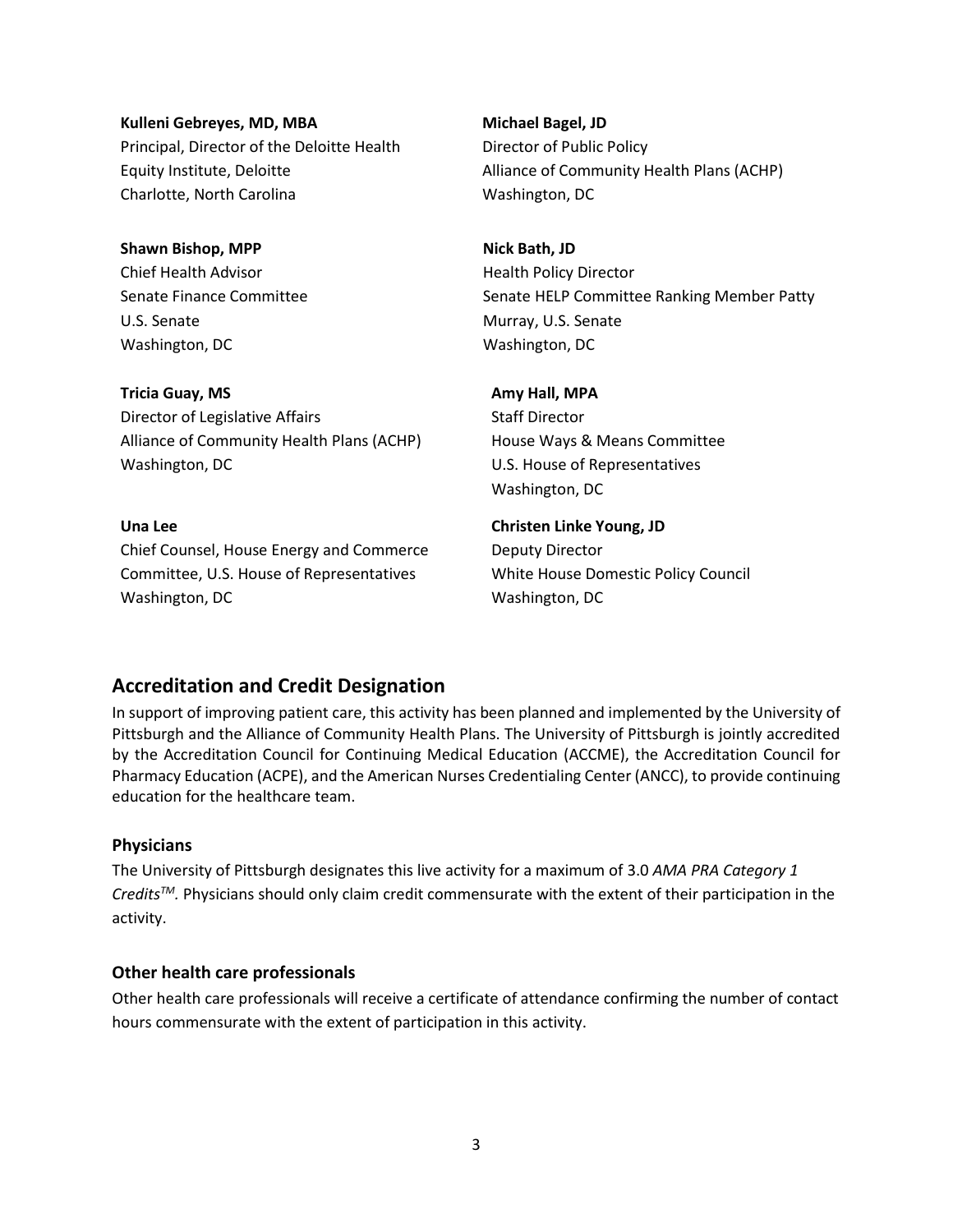**Kulleni Gebreyes, MD, MBA**
Principal, Director of the Deloitte Health Equity Institute, Deloitte
Charlotte, North Carolina

**Michael Bagel, JD**
Director of Public Policy
Alliance of Community Health Plans (ACHP)
Washington, DC

**Shawn Bishop, MPP**
Chief Health Advisor
Senate Finance Committee
U.S. Senate
Washington, DC

**Nick Bath, JD**
Health Policy Director
Senate HELP Committee Ranking Member Patty Murray, U.S. Senate
Washington, DC

**Tricia Guay, MS**
Director of Legislative Affairs
Alliance of Community Health Plans (ACHP)
Washington, DC

**Amy Hall, MPA**
Staff Director
House Ways & Means Committee
U.S. House of Representatives
Washington, DC

**Una Lee**
Chief Counsel, House Energy and Commerce Committee, U.S. House of Representatives
Washington, DC

**Christen Linke Young, JD**
Deputy Director
White House Domestic Policy Council
Washington, DC

## Accreditation and Credit Designation

In support of improving patient care, this activity has been planned and implemented by the University of Pittsburgh and the Alliance of Community Health Plans. The University of Pittsburgh is jointly accredited by the Accreditation Council for Continuing Medical Education (ACCME), the Accreditation Council for Pharmacy Education (ACPE), and the American Nurses Credentialing Center (ANCC), to provide continuing education for the healthcare team.

### Physicians

The University of Pittsburgh designates this live activity for a maximum of 3.0 *AMA PRA Category 1 Credits™*. Physicians should only claim credit commensurate with the extent of their participation in the activity.

### Other health care professionals

Other health care professionals will receive a certificate of attendance confirming the number of contact hours commensurate with the extent of participation in this activity.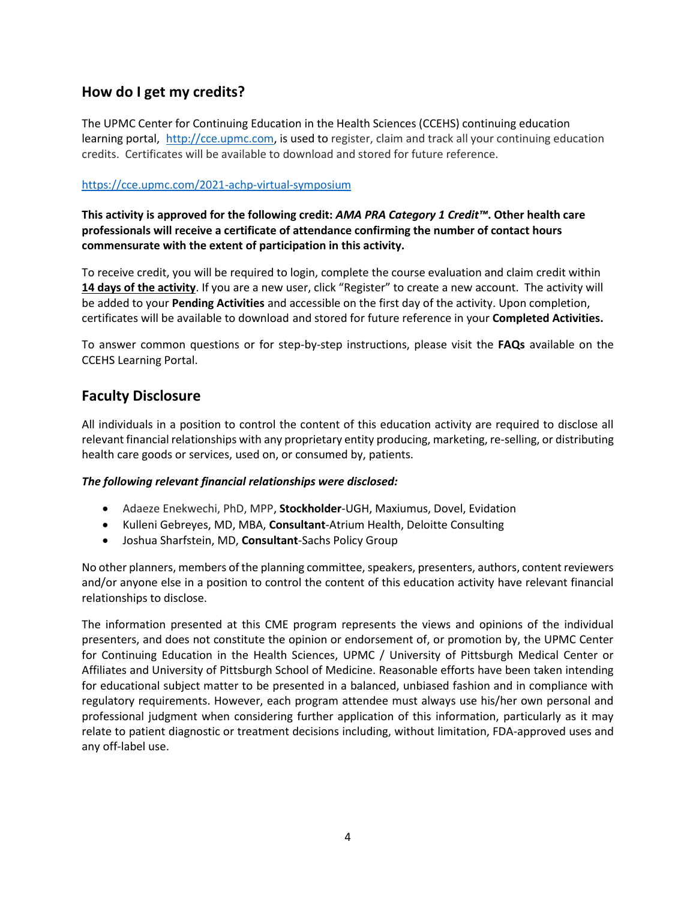## How do I get my credits?

The UPMC Center for Continuing Education in the Health Sciences (CCEHS) continuing education learning portal, [http://cce.upmc.com](http://cce.upmc.com), is used to register, claim and track all your continuing education credits. Certificates will be available to download and stored for future reference.

[https://cce.upmc.com/2021-achp-virtual-symposium](https://cce.upmc.com/2021-achp-virtual-symposium)

**This activity is approved for the following credit: *AMA PRA Category 1 Credit™*. Other health care professionals will receive a certificate of attendance confirming the number of contact hours commensurate with the extent of participation in this activity.**

To receive credit, you will be required to login, complete the course evaluation and claim credit within **14 days of the activity**. If you are a new user, click "Register" to create a new account. The activity will be added to your **Pending Activities** and accessible on the first day of the activity. Upon completion, certificates will be available to download and stored for future reference in your **Completed Activities.**

To answer common questions or for step-by-step instructions, please visit the **FAQs** available on the CCEHS Learning Portal.

## Faculty Disclosure

All individuals in a position to control the content of this education activity are required to disclose all relevant financial relationships with any proprietary entity producing, marketing, re-selling, or distributing health care goods or services, used on, or consumed by, patients.

***The following relevant financial relationships were disclosed:***

- Adaeze Enekwechi, PhD, MPP, **Stockholder**-UGH, Maxiumus, Dovel, Evidation
- Kulleni Gebreyes, MD, MBA, **Consultant**-Atrium Health, Deloitte Consulting
- Joshua Sharfstein, MD, **Consultant**-Sachs Policy Group

No other planners, members of the planning committee, speakers, presenters, authors, content reviewers and/or anyone else in a position to control the content of this education activity have relevant financial relationships to disclose.

The information presented at this CME program represents the views and opinions of the individual presenters, and does not constitute the opinion or endorsement of, or promotion by, the UPMC Center for Continuing Education in the Health Sciences, UPMC / University of Pittsburgh Medical Center or Affiliates and University of Pittsburgh School of Medicine. Reasonable efforts have been taken intending for educational subject matter to be presented in a balanced, unbiased fashion and in compliance with regulatory requirements. However, each program attendee must always use his/her own personal and professional judgment when considering further application of this information, particularly as it may relate to patient diagnostic or treatment decisions including, without limitation, FDA-approved uses and any off-label use.